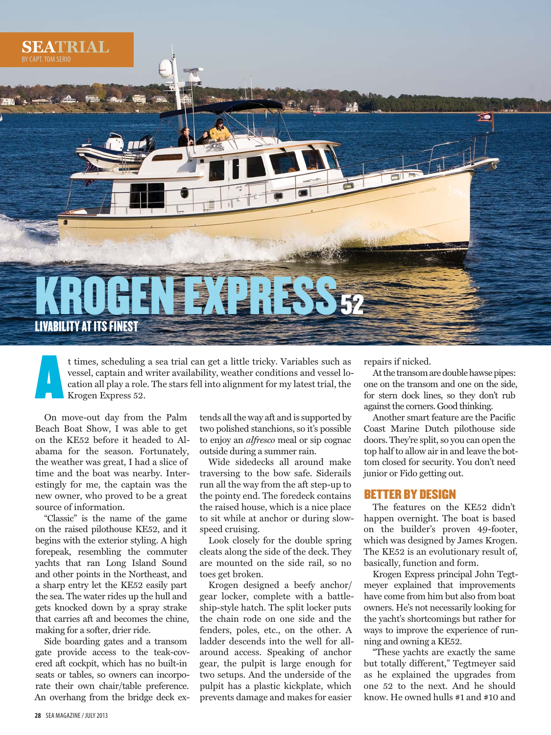SEATRIAL

BY CAPT. TOM SERIO

# KROGEN EXPRESS 52

## LIVABILITY AT ITS FINEST

At times, scheduling a sea trial can get a little tricky. Variables such as vessel, captain and writer availability, weather conditions and vessel location all play a role. The stars fell into alignment for my latest trial, the Krogen Express 52.

On move-out day from the Palm Beach Boat Show, I was able to get on the KE52 before it headed to Alabama for the season. Fortunately, the weather was great, I had a slice of time and the boat was nearby. Interestingly for me, the captain was the new owner, who proved to be a great source of information.

"Classic" is the name of the game on the raised pilothouse KE52, and it begins with the exterior styling. A high forepeak, resembling the commuter yachts that ran Long Island Sound and other points in the Northeast, and a sharp entry let the KE52 easily part the sea. The water rides up the hull and gets knocked down by a spray strake that carries aft and becomes the chine, making for a softer, drier ride.

Side boarding gates and a transom gate provide access to the teak-covered aft cockpit, which has no built-in seats or tables, so owners can incorporate their own chair/table preference. An overhang from the bridge deck extends all the way aft and is supported by two polished stanchions, so it's possible to enjoy an *alfresco* meal or sip cognac outside during a summer rain.

Wide sidedecks all around make traversing to the bow safe. Siderails run all the way from the aft step-up to the pointy end. The foredeck contains the raised house, which is a nice place to sit while at anchor or during slow-speed cruising.

Look closely for the double spring cleats along the side of the deck. They are mounted on the side rail, so no toes get broken.

Krogen designed a beefy anchor/gear locker, complete with a battleship-style hatch. The split locker puts the chain rode on one side and the fenders, poles, etc., on the other. A ladder descends into the well for all-around access. Speaking of anchor gear, the pulpit is large enough for two setups. And the underside of the pulpit has a plastic kickplate, which prevents damage and makes for easier repairs if nicked.

At the transom are double hawse pipes: one on the transom and one on the side, for stern dock lines, so they don't rub against the corners. Good thinking.

Another smart feature are the Pacific Coast Marine Dutch pilothouse side doors. They're split, so you can open the top half to allow air in and leave the bottom closed for security. You don't need junior or Fido getting out.

### BETTER BY DESIGN

The features on the KE52 didn't happen overnight. The boat is based on the builder's proven 49-footer, which was designed by James Krogen. The KE52 is an evolutionary result of, basically, function and form.

Krogen Express principal John Tegtmeyer explained that improvements have come from him but also from boat owners. He's not necessarily looking for the yacht's shortcomings but rather for ways to improve the experience of running and owning a KE52.

"These yachts are exactly the same but totally different," Tegtmeyer said as he explained the upgrades from one 52 to the next. And he should know. He owned hulls #1 and #10 and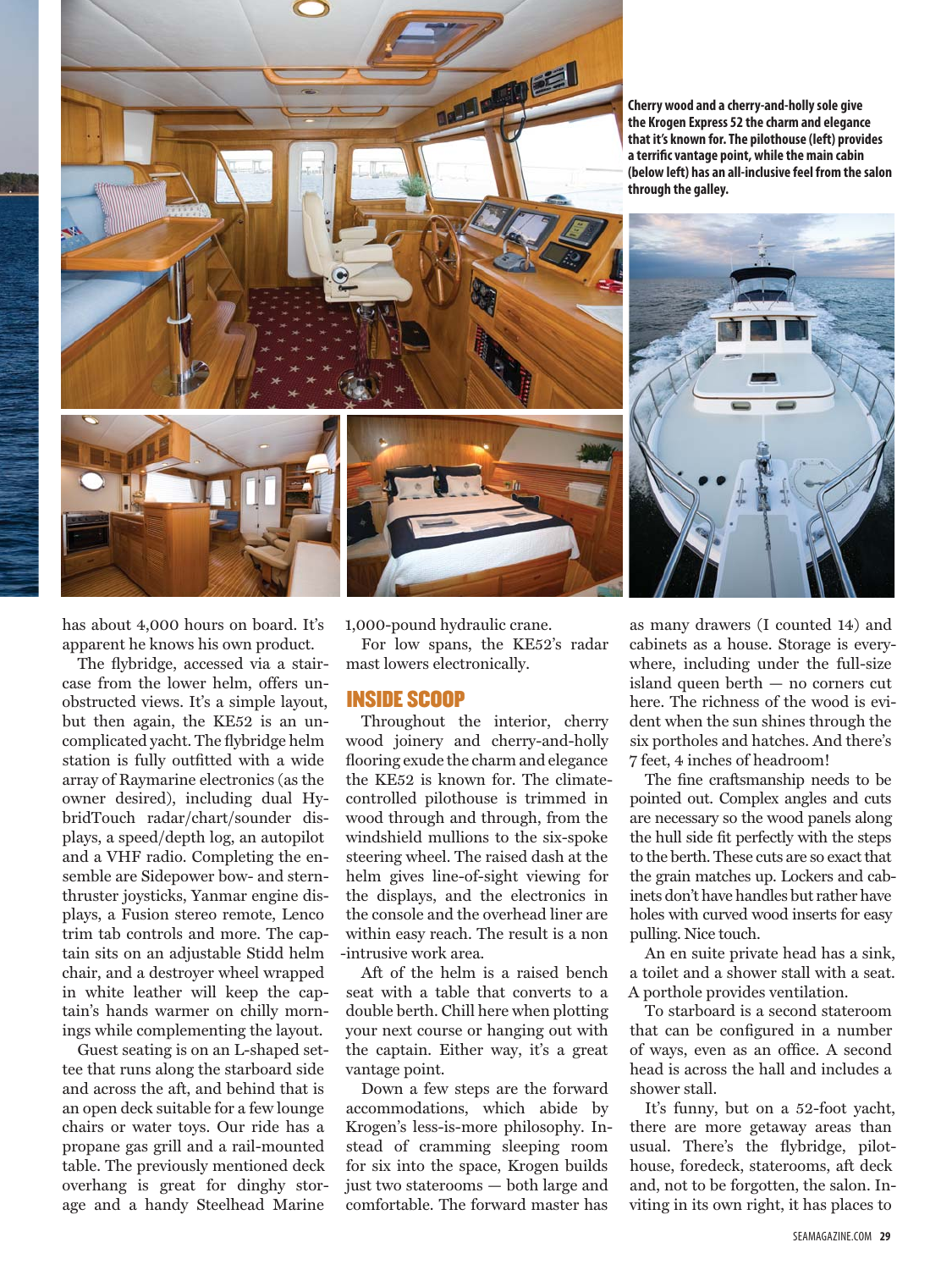**Cherry wood and a cherry-and-holly sole give the Krogen Express 52 the charm and elegance that it's known for. The pilothouse (left) provides a terrific vantage point, while the main cabin (below left) has an all-inclusive feel from the salon through the galley.**

has about 4,000 hours on board. It's apparent he knows his own product.

The flybridge, accessed via a staircase from the lower helm, offers unobstructed views. It's a simple layout, but then again, the KE52 is an uncomplicated yacht. The flybridge helm station is fully outfitted with a wide array of Raymarine electronics (as the owner desired), including dual HybridTouch radar/chart/sounder displays, a speed/depth log, an autopilot and a VHF radio. Completing the ensemble are Sidepower bow- and stern-thruster joysticks, Yanmar engine displays, a Fusion stereo remote, Lenco trim tab controls and more. The captain sits on an adjustable Stidd helm chair, and a destroyer wheel wrapped in white leather will keep the captain's hands warmer on chilly mornings while complementing the layout.

Guest seating is on an L-shaped settee that runs along the starboard side and across the aft, and behind that is an open deck suitable for a few lounge chairs or water toys. Our ride has a propane gas grill and a rail-mounted table. The previously mentioned deck overhang is great for dinghy storage and a handy Steelhead Marine 1,000-pound hydraulic crane.

For low spans, the KE52's radar mast lowers electronically.

## INSIDE SCOOP

Throughout the interior, cherry wood joinery and cherry-and-holly flooring exude the charm and elegance the KE52 is known for. The climate-controlled pilothouse is trimmed in wood through and through, from the windshield mullions to the six-spoke steering wheel. The raised dash at the helm gives line-of-sight viewing for the displays, and the electronics in the console and the overhead liner are within easy reach. The result is a non-intrusive work area.

Aft of the helm is a raised bench seat with a table that converts to a double berth. Chill here when plotting your next course or hanging out with the captain. Either way, it's a great vantage point.

Down a few steps are the forward accommodations, which abide by Krogen's less-is-more philosophy. Instead of cramming sleeping room for six into the space, Krogen builds just two staterooms — both large and comfortable. The forward master has as many drawers (I counted 14) and cabinets as a house. Storage is everywhere, including under the full-size island queen berth — no corners cut here. The richness of the wood is evident when the sun shines through the six portholes and hatches. And there's 7 feet, 4 inches of headroom!

The fine craftsmanship needs to be pointed out. Complex angles and cuts are necessary so the wood panels along the hull side fit perfectly with the steps to the berth. These cuts are so exact that the grain matches up. Lockers and cabinets don't have handles but rather have holes with curved wood inserts for easy pulling. Nice touch.

An en suite private head has a sink, a toilet and a shower stall with a seat. A porthole provides ventilation.

To starboard is a second stateroom that can be configured in a number of ways, even as an office. A second head is across the hall and includes a shower stall.

It's funny, but on a 52-foot yacht, there are more getaway areas than usual. There's the flybridge, pilothouse, foredeck, staterooms, aft deck and, not to be forgotten, the salon. Inviting in its own right, it has places to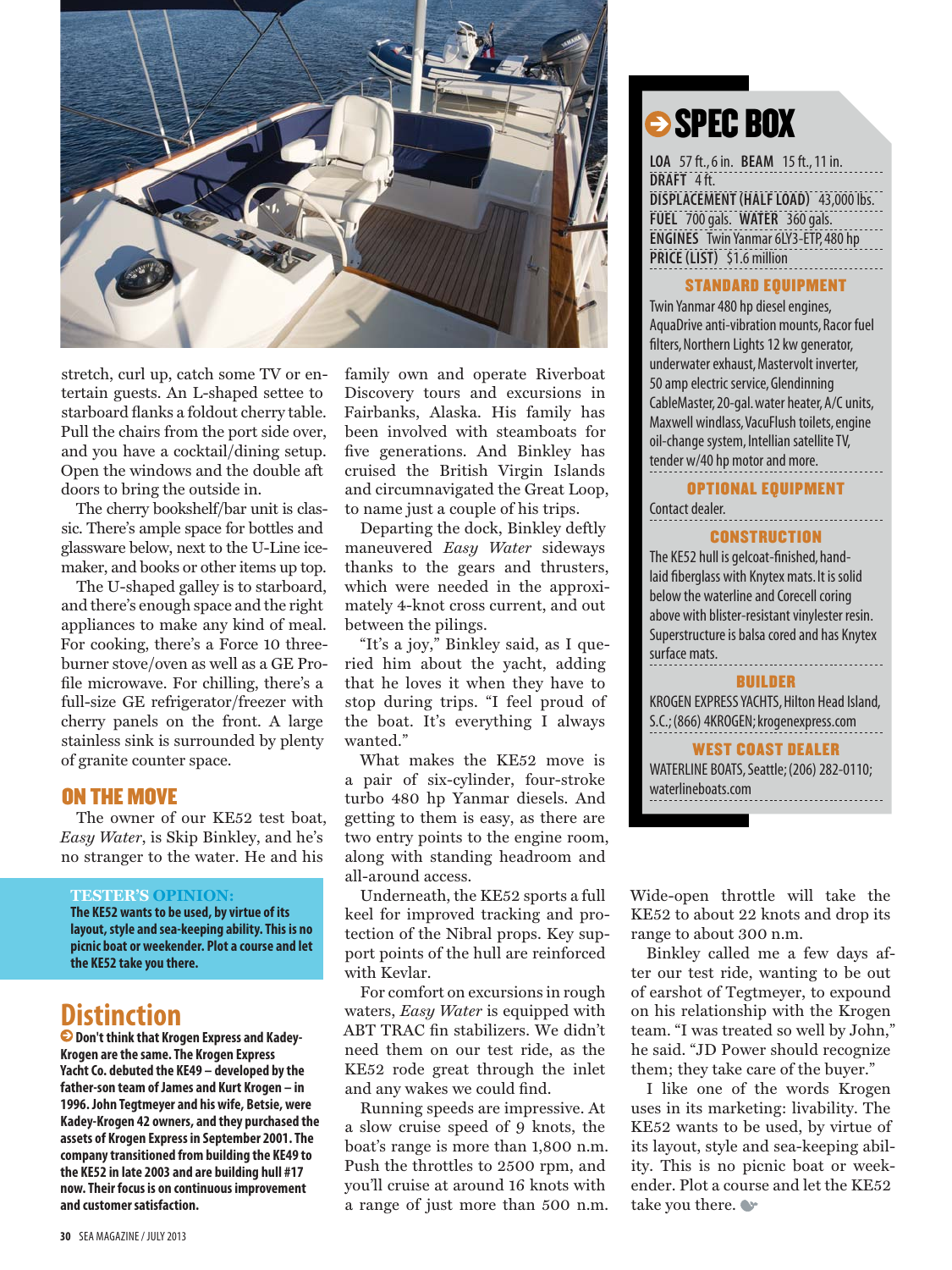stretch, curl up, catch some TV or entertain guests. An L-shaped settee to starboard flanks a foldout cherry table. Pull the chairs from the port side over, and you have a cocktail/dining setup. Open the windows and the double aft doors to bring the outside in.

The cherry bookshelf/bar unit is classic. There's ample space for bottles and glassware below, next to the U-Line icemaker, and books or other items up top.

The U-shaped galley is to starboard, and there's enough space and the right appliances to make any kind of meal. For cooking, there's a Force 10 three-burner stove/oven as well as a GE Profile microwave. For chilling, there's a full-size GE refrigerator/freezer with cherry panels on the front. A large stainless sink is surrounded by plenty of granite counter space.

## ON THE MOVE

The owner of our KE52 test boat, *Easy Water*, is Skip Binkley, and he's no stranger to the water. He and his family own and operate Riverboat Discovery tours and excursions in Fairbanks, Alaska. His family has been involved with steamboats for five generations. And Binkley has cruised the British Virgin Islands and circumnavigated the Great Loop, to name just a couple of his trips.

Departing the dock, Binkley deftly maneuvered *Easy Water* sideways thanks to the gears and thrusters, which were needed in the approximately 4-knot cross current, and out between the pilings.

"It's a joy," Binkley said, as I queried him about the yacht, adding that he loves it when they have to stop during trips. "I feel proud of the boat. It's everything I always wanted."

What makes the KE52 move is a pair of six-cylinder, four-stroke turbo 480 hp Yanmar diesels. And getting to them is easy, as there are two entry points to the engine room, along with standing headroom and all-around access.

Underneath, the KE52 sports a full keel for improved tracking and protection of the Nibral props. Key support points of the hull are reinforced with Kevlar.

For comfort on excursions in rough waters, *Easy Water* is equipped with ABT TRAC fin stabilizers. We didn't need them on our test ride, as the KE52 rode great through the inlet and any wakes we could find.

Running speeds are impressive. At a slow cruise speed of 9 knots, the boat's range is more than 1,800 n.m. Push the throttles to 2500 rpm, and you'll cruise at around 16 knots with a range of just more than 500 n.m. Wide-open throttle will take the KE52 to about 22 knots and drop its range to about 300 n.m.

Binkley called me a few days after our test ride, wanting to be out of earshot of Tegtmeyer, to expound on his relationship with the Krogen team. "I was treated so well by John," he said. "JD Power should recognize them; they take care of the buyer."

I like one of the words Krogen uses in its marketing: livability. The KE52 wants to be used, by virtue of its layout, style and sea-keeping ability. This is no picnic boat or weekender. Plot a course and let the KE52 take you there.

**TESTER'S OPINION:**
**The KE52 wants to be used, by virtue of its layout, style and sea-keeping ability. This is no picnic boat or weekender. Plot a course and let the KE52 take you there.**

## Distinction

**Don't think that Krogen Express and Kadey-Krogen are the same. The Krogen Express Yacht Co. debuted the KE49 – developed by the father-son team of James and Kurt Krogen – in 1996. John Tegtmeyer and his wife, Betsie, were Kadey-Krogen 42 owners, and they purchased the assets of Krogen Express in September 2001. The company transitioned from building the KE49 to the KE52 in late 2003 and are building hull #17 now. Their focus is on continuous improvement and customer satisfaction.**

## SPEC BOX

**LOA** 57 ft., 6 in. **BEAM** 15 ft., 11 in.
**DRAFT** 4 ft.
**DISPLACEMENT (HALF LOAD)** 43,000 lbs.
**FUEL** 700 gals. **WATER** 360 gals.
**ENGINES** Twin Yanmar 6LY3-ETP, 480 hp
**PRICE (LIST)** $1.6 million

### STANDARD EQUIPMENT

Twin Yanmar 480 hp diesel engines, AquaDrive anti-vibration mounts, Racor fuel filters, Northern Lights 12 kw generator, underwater exhaust, Mastervolt inverter, 50 amp electric service, Glendinning CableMaster, 20-gal. water heater, A/C units, Maxwell windlass, VacuFlush toilets, engine oil-change system, Intellian satellite TV, tender w/40 hp motor and more.

### OPTIONAL EQUIPMENT

Contact dealer.

### CONSTRUCTION

The KE52 hull is gelcoat-finished, hand-laid fiberglass with Knytex mats. It is solid below the waterline and Corecell coring above with blister-resistant vinylester resin. Superstructure is balsa cored and has Knytex surface mats.

### BUILDER

KROGEN EXPRESS YACHTS, Hilton Head Island, S.C.; (866) 4KROGEN; krogenexpress.com

### WEST COAST DEALER

WATERLINE BOATS, Seattle; (206) 282-0110; waterlineboats.com